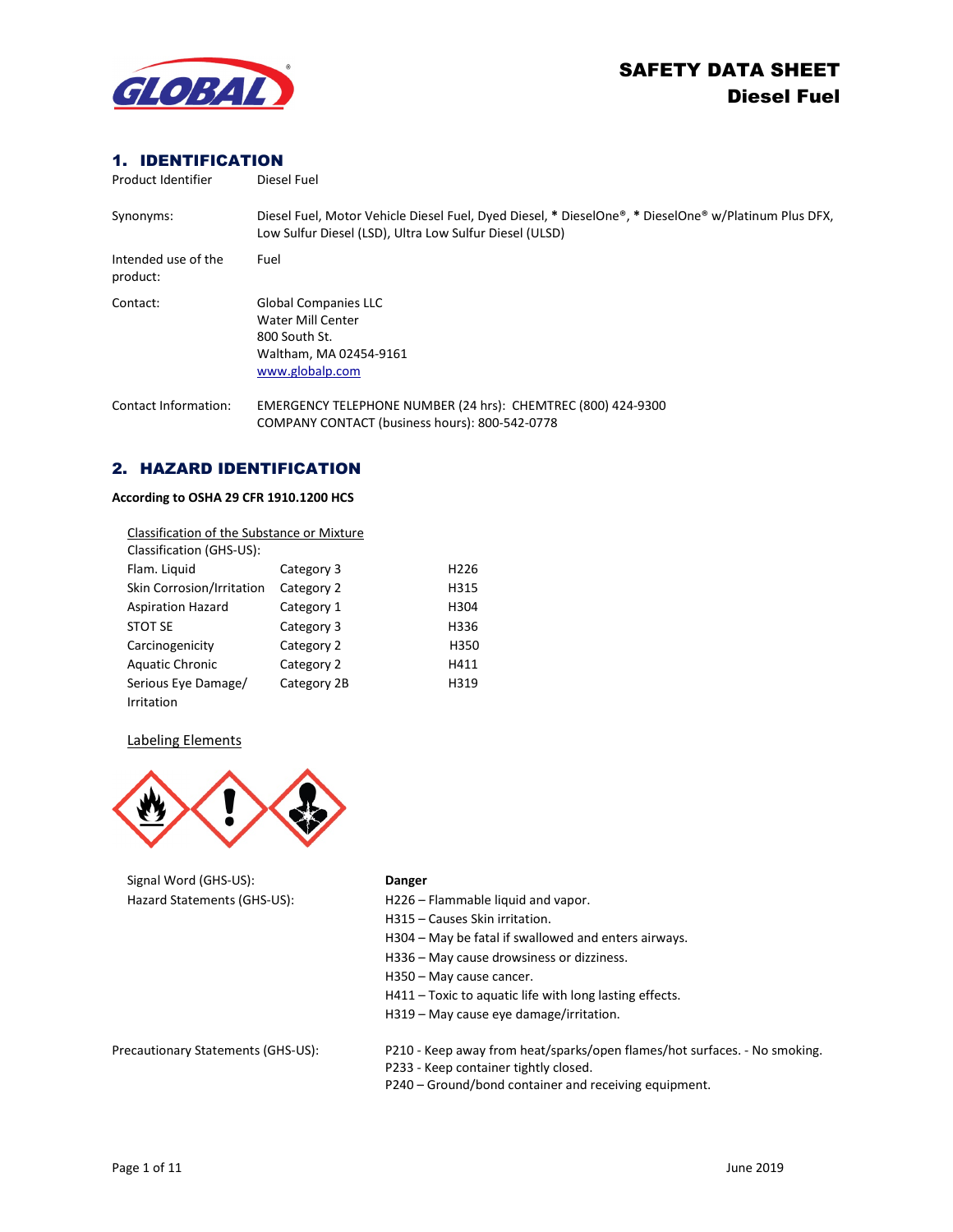# SAFETY DATA SHEET
# Diesel Fuel

## 1. IDENTIFICATION

| | |
|---|---|
| Product Identifier | Diesel Fuel |
| Synonyms: | Diesel Fuel, Motor Vehicle Diesel Fuel, Dyed Diesel, * DieselOne®, * DieselOne® w/Platinum Plus DFX, Low Sulfur Diesel (LSD), Ultra Low Sulfur Diesel (ULSD) |
| Intended use of the product: | Fuel |
| Contact: | Global Companies LLC<br>Water Mill Center<br>800 South St.<br>Waltham, MA 02454-9161<br>www.globalp.com |
| Contact Information: | EMERGENCY TELEPHONE NUMBER (24 hrs): CHEMTREC (800) 424-9300<br>COMPANY CONTACT (business hours): 800-542-0778 |

## 2. HAZARD IDENTIFICATION

**According to OSHA 29 CFR 1910.1200 HCS**

Classification of the Substance or Mixture

Classification (GHS-US):

| | | |
|---|---|---|
| Flam. Liquid | Category 3 | H226 |
| Skin Corrosion/Irritation | Category 2 | H315 |
| Aspiration Hazard | Category 1 | H304 |
| STOT SE | Category 3 | H336 |
| Carcinogenicity | Category 2 | H350 |
| Aquatic Chronic | Category 2 | H411 |
| Serious Eye Damage/ Irritation | Category 2B | H319 |

Labeling Elements

Signal Word (GHS-US): **Danger**

Hazard Statements (GHS-US):

H226 – Flammable liquid and vapor.
H315 – Causes Skin irritation.
H304 – May be fatal if swallowed and enters airways.
H336 – May cause drowsiness or dizziness.
H350 – May cause cancer.
H411 – Toxic to aquatic life with long lasting effects.
H319 – May cause eye damage/irritation.

Precautionary Statements (GHS-US):

P210 - Keep away from heat/sparks/open flames/hot surfaces. - No smoking.
P233 - Keep container tightly closed.
P240 – Ground/bond container and receiving equipment.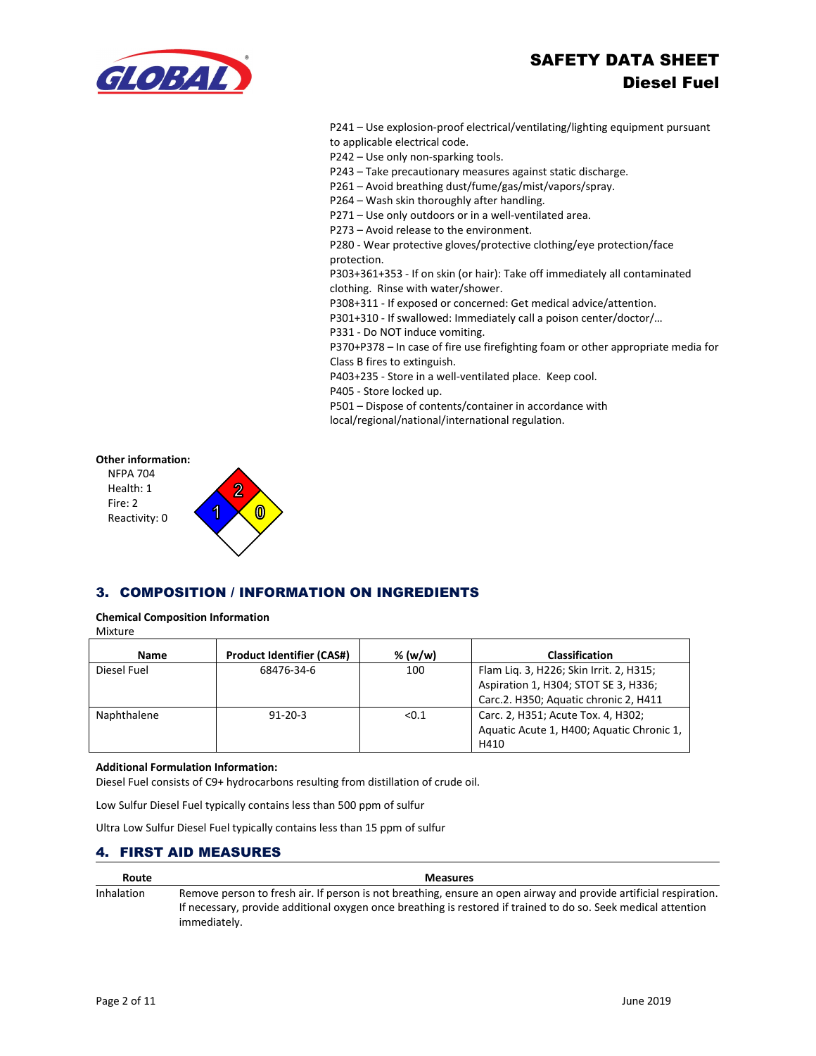P241 – Use explosion-proof electrical/ventilating/lighting equipment pursuant to applicable electrical code.
P242 – Use only non-sparking tools.
P243 – Take precautionary measures against static discharge.
P261 – Avoid breathing dust/fume/gas/mist/vapors/spray.
P264 – Wash skin thoroughly after handling.
P271 – Use only outdoors or in a well-ventilated area.
P273 – Avoid release to the environment.
P280 - Wear protective gloves/protective clothing/eye protection/face protection.
P303+361+353 - If on skin (or hair): Take off immediately all contaminated clothing. Rinse with water/shower.
P308+311 - If exposed or concerned: Get medical advice/attention.
P301+310 - If swallowed: Immediately call a poison center/doctor/…
P331 - Do NOT induce vomiting.
P370+P378 – In case of fire use firefighting foam or other appropriate media for Class B fires to extinguish.
P403+235 - Store in a well-ventilated place. Keep cool.
P405 - Store locked up.
P501 – Dispose of contents/container in accordance with local/regional/national/international regulation.

**Other information:**

NFPA 704
Health: 1
Fire: 2
Reactivity: 0

## 3. COMPOSITION / INFORMATION ON INGREDIENTS

**Chemical Composition Information**

Mixture

| Name | Product Identifier (CAS#) | % (w/w) | Classification |
|---|---|---|---|
| Diesel Fuel | 68476-34-6 | 100 | Flam Liq. 3, H226; Skin Irrit. 2, H315; Aspiration 1, H304; STOT SE 3, H336; Carc.2. H350; Aquatic chronic 2, H411 |
| Naphthalene | 91-20-3 | <0.1 | Carc. 2, H351; Acute Tox. 4, H302; Aquatic Acute 1, H400; Aquatic Chronic 1, H410 |

**Additional Formulation Information:**

Diesel Fuel consists of C9+ hydrocarbons resulting from distillation of crude oil.

Low Sulfur Diesel Fuel typically contains less than 500 ppm of sulfur

Ultra Low Sulfur Diesel Fuel typically contains less than 15 ppm of sulfur

## 4. FIRST AID MEASURES

| Route | Measures |
|---|---|
| Inhalation | Remove person to fresh air. If person is not breathing, ensure an open airway and provide artificial respiration. If necessary, provide additional oxygen once breathing is restored if trained to do so. Seek medical attention immediately. |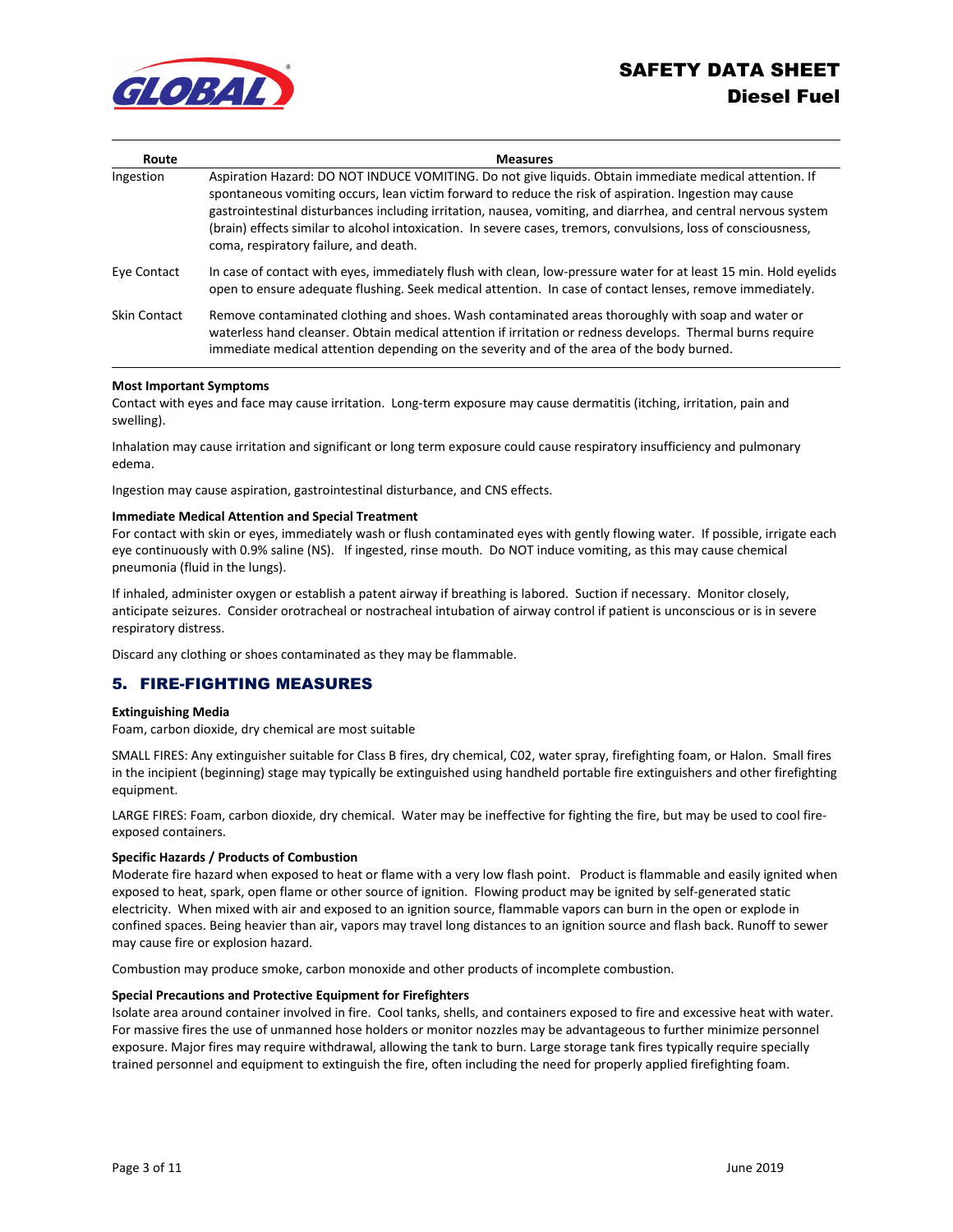| Route | Measures |
|---|---|
| Ingestion | Aspiration Hazard: DO NOT INDUCE VOMITING. Do not give liquids. Obtain immediate medical attention. If spontaneous vomiting occurs, lean victim forward to reduce the risk of aspiration. Ingestion may cause gastrointestinal disturbances including irritation, nausea, vomiting, and diarrhea, and central nervous system (brain) effects similar to alcohol intoxication. In severe cases, tremors, convulsions, loss of consciousness, coma, respiratory failure, and death. |
| Eye Contact | In case of contact with eyes, immediately flush with clean, low-pressure water for at least 15 min. Hold eyelids open to ensure adequate flushing. Seek medical attention. In case of contact lenses, remove immediately. |
| Skin Contact | Remove contaminated clothing and shoes. Wash contaminated areas thoroughly with soap and water or waterless hand cleanser. Obtain medical attention if irritation or redness develops. Thermal burns require immediate medical attention depending on the severity and of the area of the body burned. |

**Most Important Symptoms**

Contact with eyes and face may cause irritation. Long-term exposure may cause dermatitis (itching, irritation, pain and swelling).

Inhalation may cause irritation and significant or long term exposure could cause respiratory insufficiency and pulmonary edema.

Ingestion may cause aspiration, gastrointestinal disturbance, and CNS effects.

**Immediate Medical Attention and Special Treatment**

For contact with skin or eyes, immediately wash or flush contaminated eyes with gently flowing water. If possible, irrigate each eye continuously with 0.9% saline (NS). If ingested, rinse mouth. Do NOT induce vomiting, as this may cause chemical pneumonia (fluid in the lungs).

If inhaled, administer oxygen or establish a patent airway if breathing is labored. Suction if necessary. Monitor closely, anticipate seizures. Consider orotracheal or nostracheal intubation of airway control if patient is unconscious or is in severe respiratory distress.

Discard any clothing or shoes contaminated as they may be flammable.

## 5. FIRE-FIGHTING MEASURES

**Extinguishing Media**

Foam, carbon dioxide, dry chemical are most suitable

SMALL FIRES: Any extinguisher suitable for Class B fires, dry chemical, C02, water spray, firefighting foam, or Halon. Small fires in the incipient (beginning) stage may typically be extinguished using handheld portable fire extinguishers and other firefighting equipment.

LARGE FIRES: Foam, carbon dioxide, dry chemical. Water may be ineffective for fighting the fire, but may be used to cool fire-exposed containers.

**Specific Hazards / Products of Combustion**

Moderate fire hazard when exposed to heat or flame with a very low flash point. Product is flammable and easily ignited when exposed to heat, spark, open flame or other source of ignition. Flowing product may be ignited by self-generated static electricity. When mixed with air and exposed to an ignition source, flammable vapors can burn in the open or explode in confined spaces. Being heavier than air, vapors may travel long distances to an ignition source and flash back. Runoff to sewer may cause fire or explosion hazard.

Combustion may produce smoke, carbon monoxide and other products of incomplete combustion.

**Special Precautions and Protective Equipment for Firefighters**

Isolate area around container involved in fire. Cool tanks, shells, and containers exposed to fire and excessive heat with water. For massive fires the use of unmanned hose holders or monitor nozzles may be advantageous to further minimize personnel exposure. Major fires may require withdrawal, allowing the tank to burn. Large storage tank fires typically require specially trained personnel and equipment to extinguish the fire, often including the need for properly applied firefighting foam.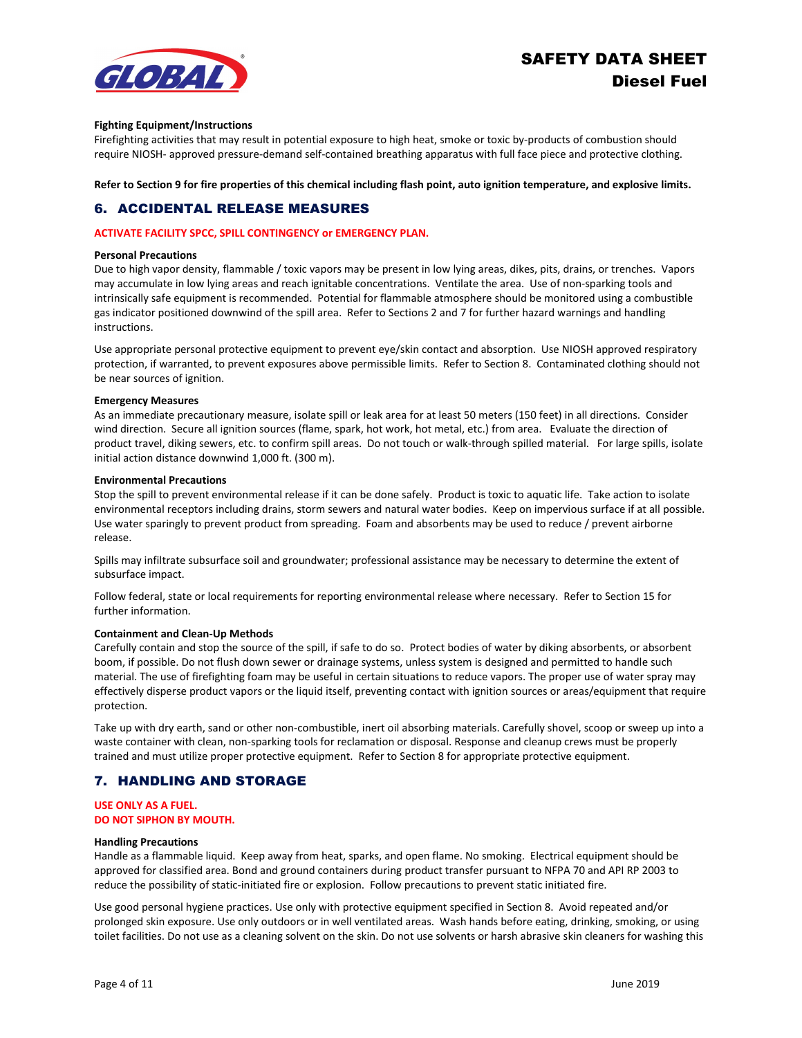**Fighting Equipment/Instructions**

Firefighting activities that may result in potential exposure to high heat, smoke or toxic by-products of combustion should require NIOSH- approved pressure-demand self-contained breathing apparatus with full face piece and protective clothing.

**Refer to Section 9 for fire properties of this chemical including flash point, auto ignition temperature, and explosive limits.**

## 6. ACCIDENTAL RELEASE MEASURES

**ACTIVATE FACILITY SPCC, SPILL CONTINGENCY or EMERGENCY PLAN.**

**Personal Precautions**

Due to high vapor density, flammable / toxic vapors may be present in low lying areas, dikes, pits, drains, or trenches. Vapors may accumulate in low lying areas and reach ignitable concentrations. Ventilate the area. Use of non-sparking tools and intrinsically safe equipment is recommended. Potential for flammable atmosphere should be monitored using a combustible gas indicator positioned downwind of the spill area. Refer to Sections 2 and 7 for further hazard warnings and handling instructions.

Use appropriate personal protective equipment to prevent eye/skin contact and absorption. Use NIOSH approved respiratory protection, if warranted, to prevent exposures above permissible limits. Refer to Section 8. Contaminated clothing should not be near sources of ignition.

**Emergency Measures**

As an immediate precautionary measure, isolate spill or leak area for at least 50 meters (150 feet) in all directions. Consider wind direction. Secure all ignition sources (flame, spark, hot work, hot metal, etc.) from area. Evaluate the direction of product travel, diking sewers, etc. to confirm spill areas. Do not touch or walk-through spilled material. For large spills, isolate initial action distance downwind 1,000 ft. (300 m).

**Environmental Precautions**

Stop the spill to prevent environmental release if it can be done safely. Product is toxic to aquatic life. Take action to isolate environmental receptors including drains, storm sewers and natural water bodies. Keep on impervious surface if at all possible. Use water sparingly to prevent product from spreading. Foam and absorbents may be used to reduce / prevent airborne release.

Spills may infiltrate subsurface soil and groundwater; professional assistance may be necessary to determine the extent of subsurface impact.

Follow federal, state or local requirements for reporting environmental release where necessary. Refer to Section 15 for further information.

**Containment and Clean-Up Methods**

Carefully contain and stop the source of the spill, if safe to do so. Protect bodies of water by diking absorbents, or absorbent boom, if possible. Do not flush down sewer or drainage systems, unless system is designed and permitted to handle such material. The use of firefighting foam may be useful in certain situations to reduce vapors. The proper use of water spray may effectively disperse product vapors or the liquid itself, preventing contact with ignition sources or areas/equipment that require protection.

Take up with dry earth, sand or other non-combustible, inert oil absorbing materials. Carefully shovel, scoop or sweep up into a waste container with clean, non-sparking tools for reclamation or disposal. Response and cleanup crews must be properly trained and must utilize proper protective equipment. Refer to Section 8 for appropriate protective equipment.

## 7. HANDLING AND STORAGE

**USE ONLY AS A FUEL.**
**DO NOT SIPHON BY MOUTH.**

**Handling Precautions**

Handle as a flammable liquid. Keep away from heat, sparks, and open flame. No smoking. Electrical equipment should be approved for classified area. Bond and ground containers during product transfer pursuant to NFPA 70 and API RP 2003 to reduce the possibility of static-initiated fire or explosion. Follow precautions to prevent static initiated fire.

Use good personal hygiene practices. Use only with protective equipment specified in Section 8. Avoid repeated and/or prolonged skin exposure. Use only outdoors or in well ventilated areas. Wash hands before eating, drinking, smoking, or using toilet facilities. Do not use as a cleaning solvent on the skin. Do not use solvents or harsh abrasive skin cleaners for washing this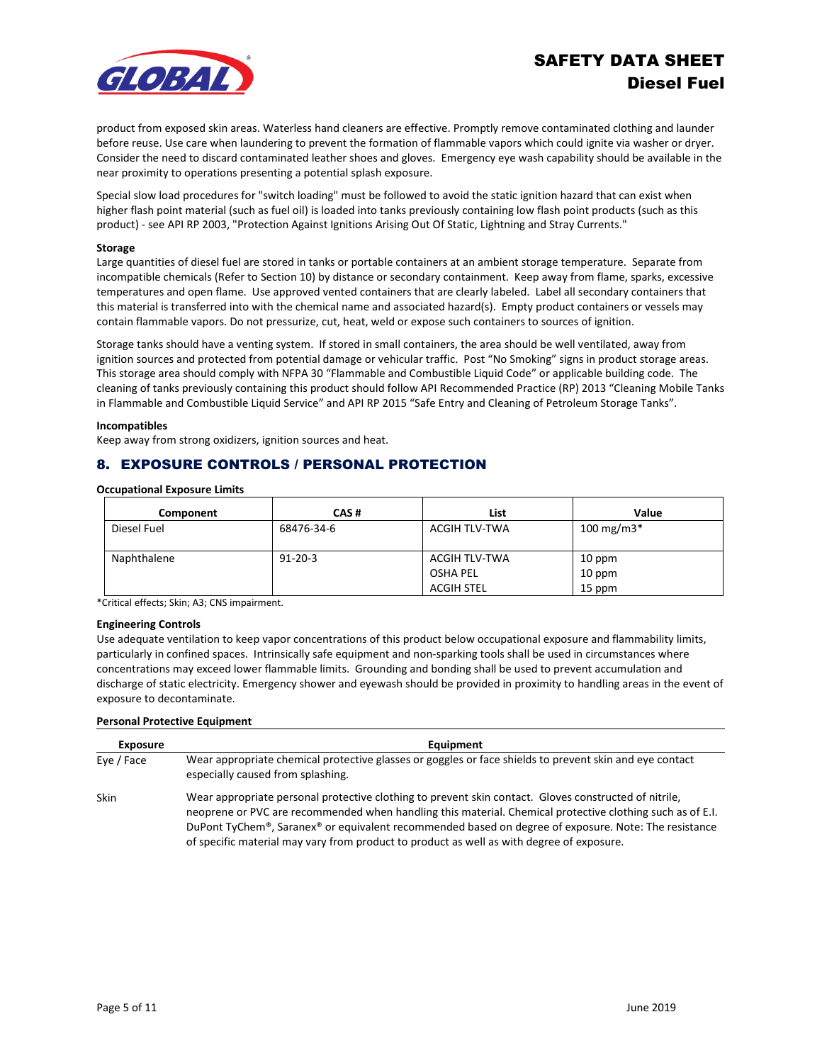product from exposed skin areas. Waterless hand cleaners are effective. Promptly remove contaminated clothing and launder before reuse. Use care when laundering to prevent the formation of flammable vapors which could ignite via washer or dryer. Consider the need to discard contaminated leather shoes and gloves. Emergency eye wash capability should be available in the near proximity to operations presenting a potential splash exposure.

Special slow load procedures for "switch loading" must be followed to avoid the static ignition hazard that can exist when higher flash point material (such as fuel oil) is loaded into tanks previously containing low flash point products (such as this product) - see API RP 2003, "Protection Against Ignitions Arising Out Of Static, Lightning and Stray Currents."

**Storage**

Large quantities of diesel fuel are stored in tanks or portable containers at an ambient storage temperature. Separate from incompatible chemicals (Refer to Section 10) by distance or secondary containment. Keep away from flame, sparks, excessive temperatures and open flame. Use approved vented containers that are clearly labeled. Label all secondary containers that this material is transferred into with the chemical name and associated hazard(s). Empty product containers or vessels may contain flammable vapors. Do not pressurize, cut, heat, weld or expose such containers to sources of ignition.

Storage tanks should have a venting system. If stored in small containers, the area should be well ventilated, away from ignition sources and protected from potential damage or vehicular traffic. Post "No Smoking" signs in product storage areas. This storage area should comply with NFPA 30 "Flammable and Combustible Liquid Code" or applicable building code. The cleaning of tanks previously containing this product should follow API Recommended Practice (RP) 2013 "Cleaning Mobile Tanks in Flammable and Combustible Liquid Service" and API RP 2015 "Safe Entry and Cleaning of Petroleum Storage Tanks".

**Incompatibles**

Keep away from strong oxidizers, ignition sources and heat.

## 8. EXPOSURE CONTROLS / PERSONAL PROTECTION

**Occupational Exposure Limits**

| Component | CAS # | List | Value |
|---|---|---|---|
| Diesel Fuel | 68476-34-6 | ACGIH TLV-TWA | 100 mg/m3* |
| Naphthalene | 91-20-3 | ACGIH TLV-TWA<br>OSHA PEL<br>ACGIH STEL | 10 ppm<br>10 ppm<br>15 ppm |

*Critical effects; Skin; A3; CNS impairment.

**Engineering Controls**

Use adequate ventilation to keep vapor concentrations of this product below occupational exposure and flammability limits, particularly in confined spaces. Intrinsically safe equipment and non-sparking tools shall be used in circumstances where concentrations may exceed lower flammable limits. Grounding and bonding shall be used to prevent accumulation and discharge of static electricity. Emergency shower and eyewash should be provided in proximity to handling areas in the event of exposure to decontaminate.

**Personal Protective Equipment**

| Exposure | Equipment |
|---|---|
| Eye / Face | Wear appropriate chemical protective glasses or goggles or face shields to prevent skin and eye contact especially caused from splashing. |
| Skin | Wear appropriate personal protective clothing to prevent skin contact. Gloves constructed of nitrile, neoprene or PVC are recommended when handling this material. Chemical protective clothing such as of E.I. DuPont TyChem®, Saranex® or equivalent recommended based on degree of exposure. Note: The resistance of specific material may vary from product to product as well as with degree of exposure. |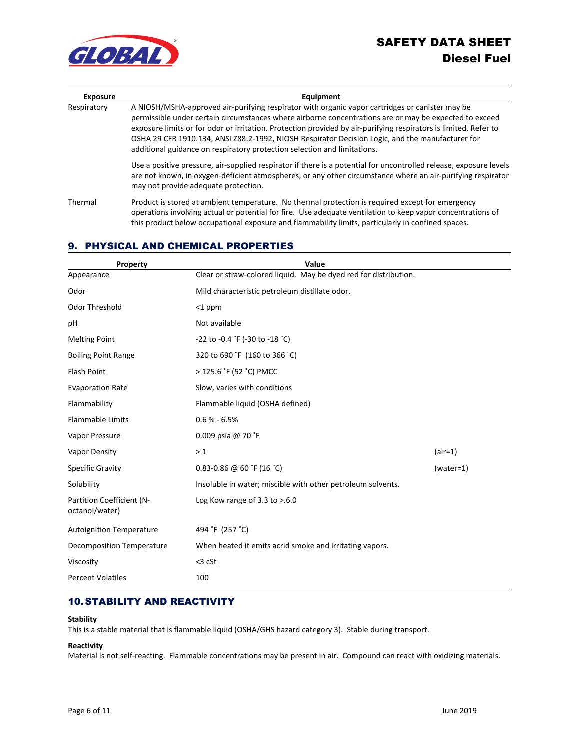| Exposure | Equipment |
| --- | --- |
| Respiratory | A NIOSH/MSHA-approved air-purifying respirator with organic vapor cartridges or canister may be permissible under certain circumstances where airborne concentrations are or may be expected to exceed exposure limits or for odor or irritation. Protection provided by air-purifying respirators is limited. Refer to OSHA 29 CFR 1910.134, ANSI Z88.2-1992, NIOSH Respirator Decision Logic, and the manufacturer for additional guidance on respiratory protection selection and limitations.<br><br>Use a positive pressure, air-supplied respirator if there is a potential for uncontrolled release, exposure levels are not known, in oxygen-deficient atmospheres, or any other circumstance where an air-purifying respirator may not provide adequate protection. |
| Thermal | Product is stored at ambient temperature. No thermal protection is required except for emergency operations involving actual or potential for fire. Use adequate ventilation to keep vapor concentrations of this product below occupational exposure and flammability limits, particularly in confined spaces. |

## 9. PHYSICAL AND CHEMICAL PROPERTIES

| Property | Value | |
| --- | --- | --- |
| Appearance | Clear or straw-colored liquid. May be dyed red for distribution. | |
| Odor | Mild characteristic petroleum distillate odor. | |
| Odor Threshold | <1 ppm | |
| pH | Not available | |
| Melting Point | -22 to -0.4 ˚F (-30 to -18 ˚C) | |
| Boiling Point Range | 320 to 690 ˚F (160 to 366 ˚C) | |
| Flash Point | > 125.6 ˚F (52 ˚C) PMCC | |
| Evaporation Rate | Slow, varies with conditions | |
| Flammability | Flammable liquid (OSHA defined) | |
| Flammable Limits | 0.6 % - 6.5% | |
| Vapor Pressure | 0.009 psia @ 70 ˚F | |
| Vapor Density | > 1 | (air=1) |
| Specific Gravity | 0.83-0.86 @ 60 ˚F (16 ˚C) | (water=1) |
| Solubility | Insoluble in water; miscible with other petroleum solvents. | |
| Partition Coefficient (N-octanol/water) | Log Kow range of 3.3 to >.6.0 | |
| Autoignition Temperature | 494 ˚F (257 ˚C) | |
| Decomposition Temperature | When heated it emits acrid smoke and irritating vapors. | |
| Viscosity | <3 cSt | |
| Percent Volatiles | 100 | |

## 10. STABILITY AND REACTIVITY

**Stability**

This is a stable material that is flammable liquid (OSHA/GHS hazard category 3). Stable during transport.

**Reactivity**

Material is not self-reacting. Flammable concentrations may be present in air. Compound can react with oxidizing materials.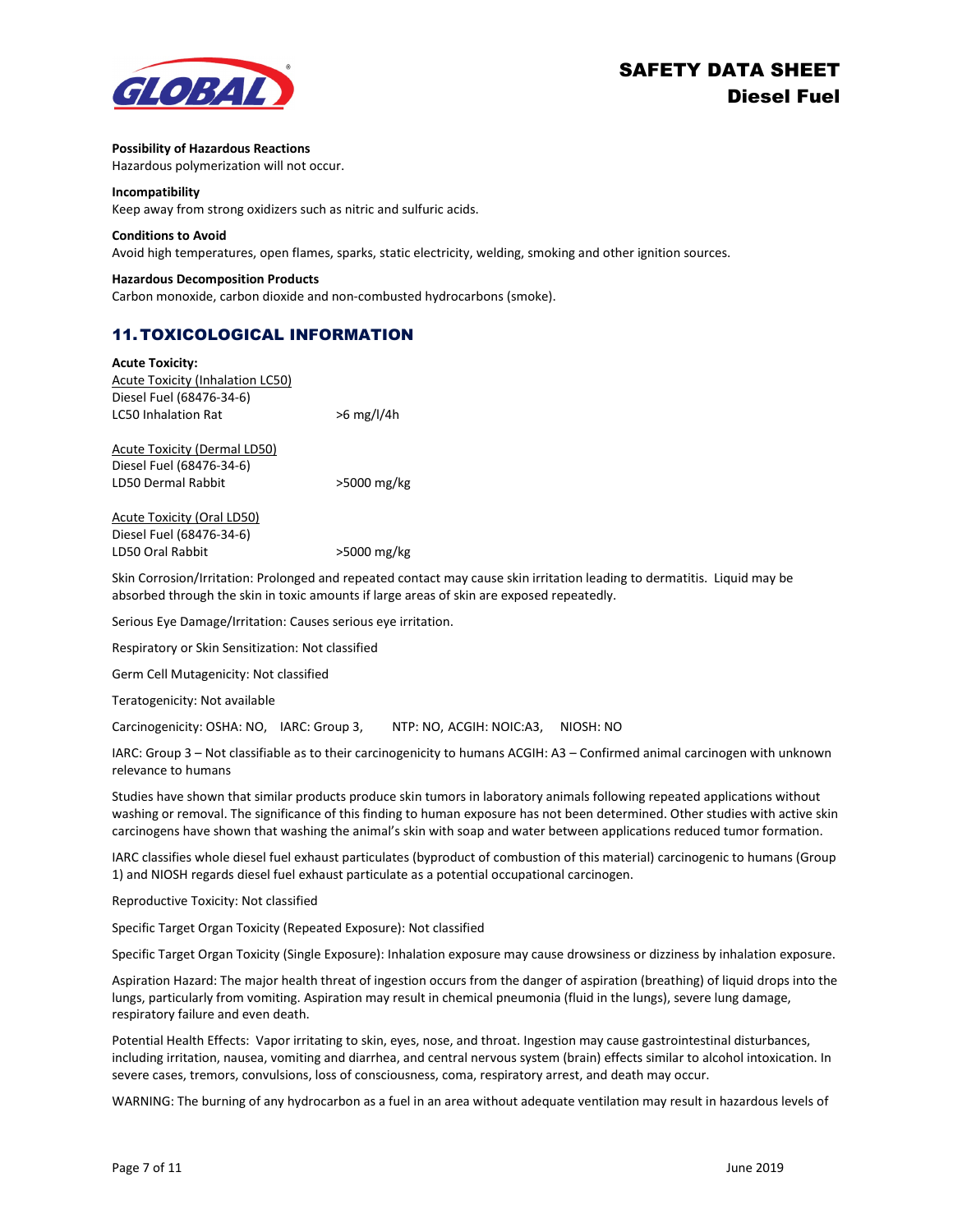**Possibility of Hazardous Reactions**
Hazardous polymerization will not occur.

**Incompatibility**
Keep away from strong oxidizers such as nitric and sulfuric acids.

**Conditions to Avoid**
Avoid high temperatures, open flames, sparks, static electricity, welding, smoking and other ignition sources.

**Hazardous Decomposition Products**
Carbon monoxide, carbon dioxide and non-combusted hydrocarbons (smoke).

## 11. TOXICOLOGICAL INFORMATION

**Acute Toxicity:**

Acute Toxicity (Inhalation LC50)
Diesel Fuel (68476-34-6)
LC50 Inhalation Rat >6 mg/l/4h

Acute Toxicity (Dermal LD50)
Diesel Fuel (68476-34-6)
LD50 Dermal Rabbit >5000 mg/kg

Acute Toxicity (Oral LD50)
Diesel Fuel (68476-34-6)
LD50 Oral Rabbit >5000 mg/kg

Skin Corrosion/Irritation: Prolonged and repeated contact may cause skin irritation leading to dermatitis. Liquid may be absorbed through the skin in toxic amounts if large areas of skin are exposed repeatedly.

Serious Eye Damage/Irritation: Causes serious eye irritation.

Respiratory or Skin Sensitization: Not classified

Germ Cell Mutagenicity: Not classified

Teratogenicity: Not available

Carcinogenicity: OSHA: NO, IARC: Group 3, NTP: NO, ACGIH: NOIC:A3, NIOSH: NO

IARC: Group 3 – Not classifiable as to their carcinogenicity to humans ACGIH: A3 – Confirmed animal carcinogen with unknown relevance to humans

Studies have shown that similar products produce skin tumors in laboratory animals following repeated applications without washing or removal. The significance of this finding to human exposure has not been determined. Other studies with active skin carcinogens have shown that washing the animal's skin with soap and water between applications reduced tumor formation.

IARC classifies whole diesel fuel exhaust particulates (byproduct of combustion of this material) carcinogenic to humans (Group 1) and NIOSH regards diesel fuel exhaust particulate as a potential occupational carcinogen.

Reproductive Toxicity: Not classified

Specific Target Organ Toxicity (Repeated Exposure): Not classified

Specific Target Organ Toxicity (Single Exposure): Inhalation exposure may cause drowsiness or dizziness by inhalation exposure.

Aspiration Hazard: The major health threat of ingestion occurs from the danger of aspiration (breathing) of liquid drops into the lungs, particularly from vomiting. Aspiration may result in chemical pneumonia (fluid in the lungs), severe lung damage, respiratory failure and even death.

Potential Health Effects: Vapor irritating to skin, eyes, nose, and throat. Ingestion may cause gastrointestinal disturbances, including irritation, nausea, vomiting and diarrhea, and central nervous system (brain) effects similar to alcohol intoxication. In severe cases, tremors, convulsions, loss of consciousness, coma, respiratory arrest, and death may occur.

WARNING: The burning of any hydrocarbon as a fuel in an area without adequate ventilation may result in hazardous levels of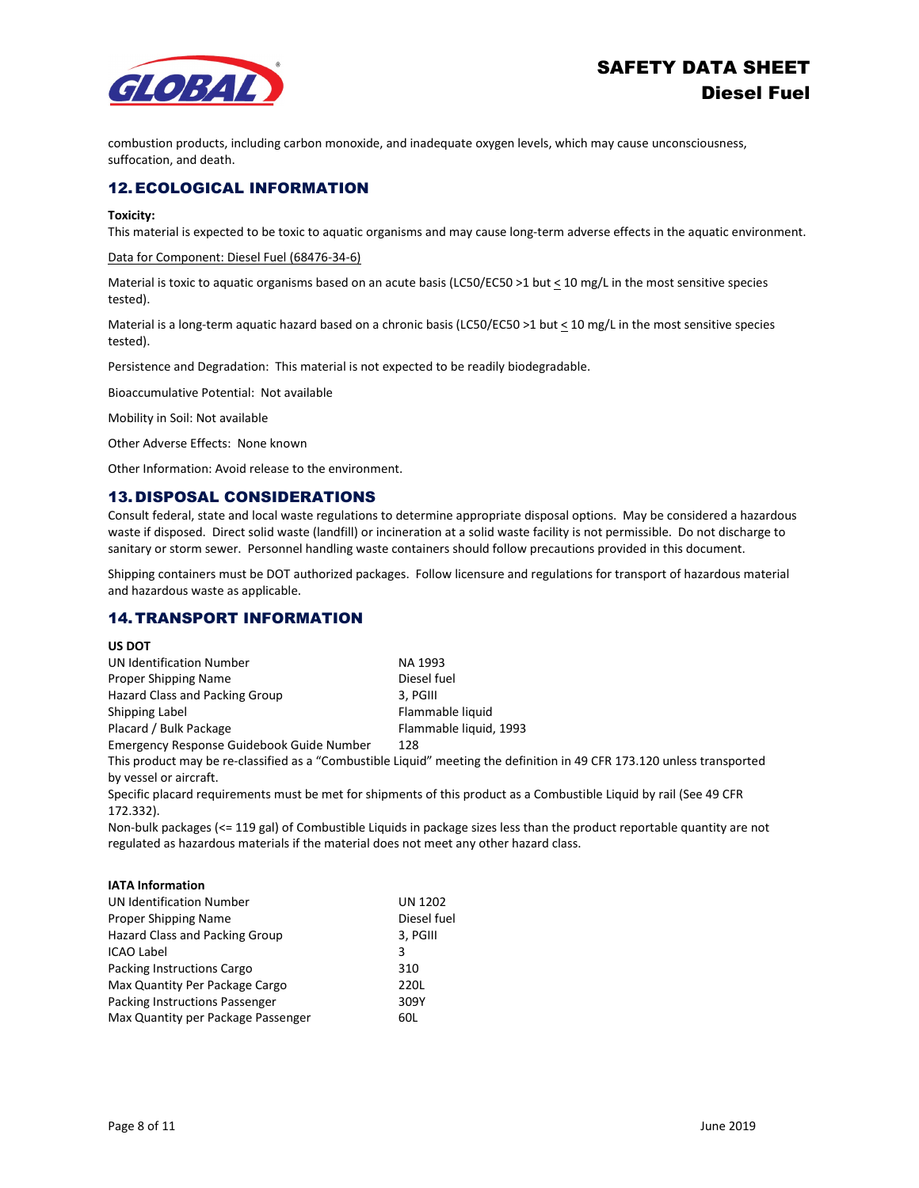combustion products, including carbon monoxide, and inadequate oxygen levels, which may cause unconsciousness, suffocation, and death.

## 12. ECOLOGICAL INFORMATION

**Toxicity:**

This material is expected to be toxic to aquatic organisms and may cause long-term adverse effects in the aquatic environment.

Data for Component: Diesel Fuel (68476-34-6)

Material is toxic to aquatic organisms based on an acute basis (LC50/EC50 >1 but ≤ 10 mg/L in the most sensitive species tested).

Material is a long-term aquatic hazard based on a chronic basis (LC50/EC50 >1 but ≤ 10 mg/L in the most sensitive species tested).

Persistence and Degradation: This material is not expected to be readily biodegradable.

Bioaccumulative Potential: Not available

Mobility in Soil: Not available

Other Adverse Effects: None known

Other Information: Avoid release to the environment.

## 13. DISPOSAL CONSIDERATIONS

Consult federal, state and local waste regulations to determine appropriate disposal options. May be considered a hazardous waste if disposed. Direct solid waste (landfill) or incineration at a solid waste facility is not permissible. Do not discharge to sanitary or storm sewer. Personnel handling waste containers should follow precautions provided in this document.

Shipping containers must be DOT authorized packages. Follow licensure and regulations for transport of hazardous material and hazardous waste as applicable.

## 14. TRANSPORT INFORMATION

**US DOT**

| | |
|---|---|
| UN Identification Number | NA 1993 |
| Proper Shipping Name | Diesel fuel |
| Hazard Class and Packing Group | 3, PGIII |
| Shipping Label | Flammable liquid |
| Placard / Bulk Package | Flammable liquid, 1993 |
| Emergency Response Guidebook Guide Number | 128 |

This product may be re-classified as a "Combustible Liquid" meeting the definition in 49 CFR 173.120 unless transported by vessel or aircraft.

Specific placard requirements must be met for shipments of this product as a Combustible Liquid by rail (See 49 CFR 172.332).

Non-bulk packages (<= 119 gal) of Combustible Liquids in package sizes less than the product reportable quantity are not regulated as hazardous materials if the material does not meet any other hazard class.

**IATA Information**

| | |
|---|---|
| UN Identification Number | UN 1202 |
| Proper Shipping Name | Diesel fuel |
| Hazard Class and Packing Group | 3, PGIII |
| ICAO Label | 3 |
| Packing Instructions Cargo | 310 |
| Max Quantity Per Package Cargo | 220L |
| Packing Instructions Passenger | 309Y |
| Max Quantity per Package Passenger | 60L |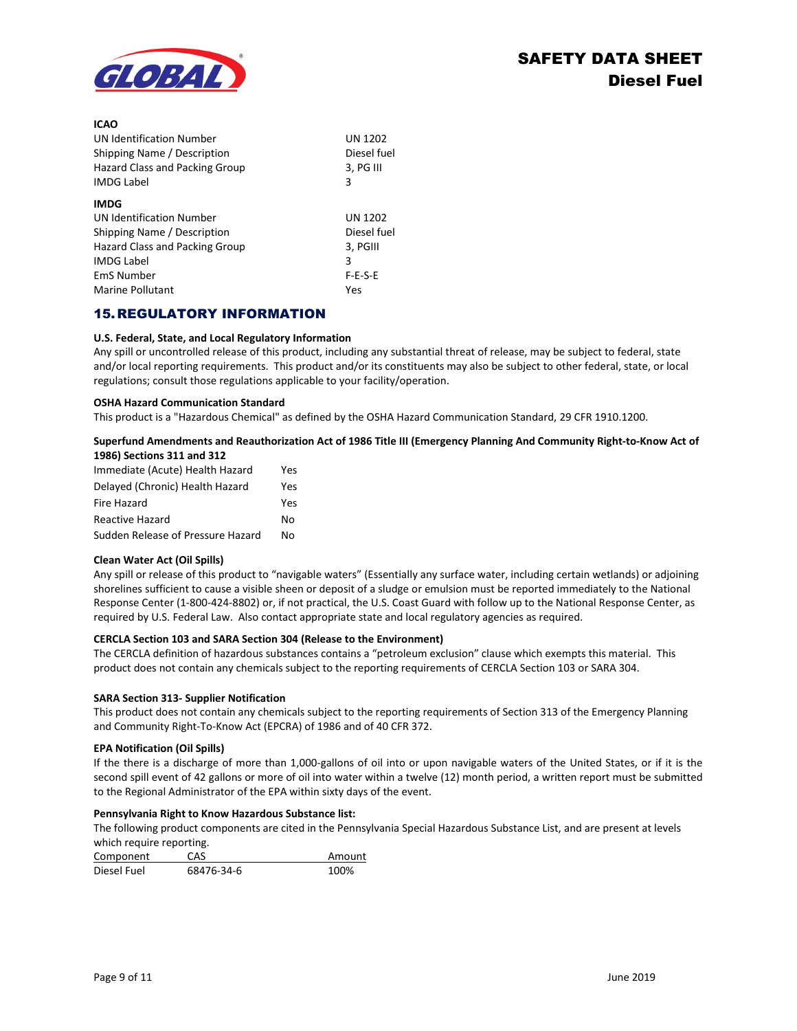**ICAO**

| | |
|---|---|
| UN Identification Number | UN 1202 |
| Shipping Name / Description | Diesel fuel |
| Hazard Class and Packing Group | 3, PG III |
| IMDG Label | 3 |

**IMDG**

| | |
|---|---|
| UN Identification Number | UN 1202 |
| Shipping Name / Description | Diesel fuel |
| Hazard Class and Packing Group | 3, PGIII |
| IMDG Label | 3 |
| EmS Number | F-E-S-E |
| Marine Pollutant | Yes |

## 15. REGULATORY INFORMATION

**U.S. Federal, State, and Local Regulatory Information**

Any spill or uncontrolled release of this product, including any substantial threat of release, may be subject to federal, state and/or local reporting requirements. This product and/or its constituents may also be subject to other federal, state, or local regulations; consult those regulations applicable to your facility/operation.

**OSHA Hazard Communication Standard**

This product is a "Hazardous Chemical" as defined by the OSHA Hazard Communication Standard, 29 CFR 1910.1200.

**Superfund Amendments and Reauthorization Act of 1986 Title III (Emergency Planning And Community Right-to-Know Act of 1986) Sections 311 and 312**

| | |
|---|---|
| Immediate (Acute) Health Hazard | Yes |
| Delayed (Chronic) Health Hazard | Yes |
| Fire Hazard | Yes |
| Reactive Hazard | No |
| Sudden Release of Pressure Hazard | No |

**Clean Water Act (Oil Spills)**

Any spill or release of this product to "navigable waters" (Essentially any surface water, including certain wetlands) or adjoining shorelines sufficient to cause a visible sheen or deposit of a sludge or emulsion must be reported immediately to the National Response Center (1-800-424-8802) or, if not practical, the U.S. Coast Guard with follow up to the National Response Center, as required by U.S. Federal Law. Also contact appropriate state and local regulatory agencies as required.

**CERCLA Section 103 and SARA Section 304 (Release to the Environment)**

The CERCLA definition of hazardous substances contains a "petroleum exclusion" clause which exempts this material. This product does not contain any chemicals subject to the reporting requirements of CERCLA Section 103 or SARA 304.

**SARA Section 313- Supplier Notification**

This product does not contain any chemicals subject to the reporting requirements of Section 313 of the Emergency Planning and Community Right-To-Know Act (EPCRA) of 1986 and of 40 CFR 372.

**EPA Notification (Oil Spills)**

If the there is a discharge of more than 1,000-gallons of oil into or upon navigable waters of the United States, or if it is the second spill event of 42 gallons or more of oil into water within a twelve (12) month period, a written report must be submitted to the Regional Administrator of the EPA within sixty days of the event.

**Pennsylvania Right to Know Hazardous Substance list:**

The following product components are cited in the Pennsylvania Special Hazardous Substance List, and are present at levels which require reporting.

| Component | CAS | Amount |
|---|---|---|
| Diesel Fuel | 68476-34-6 | 100% |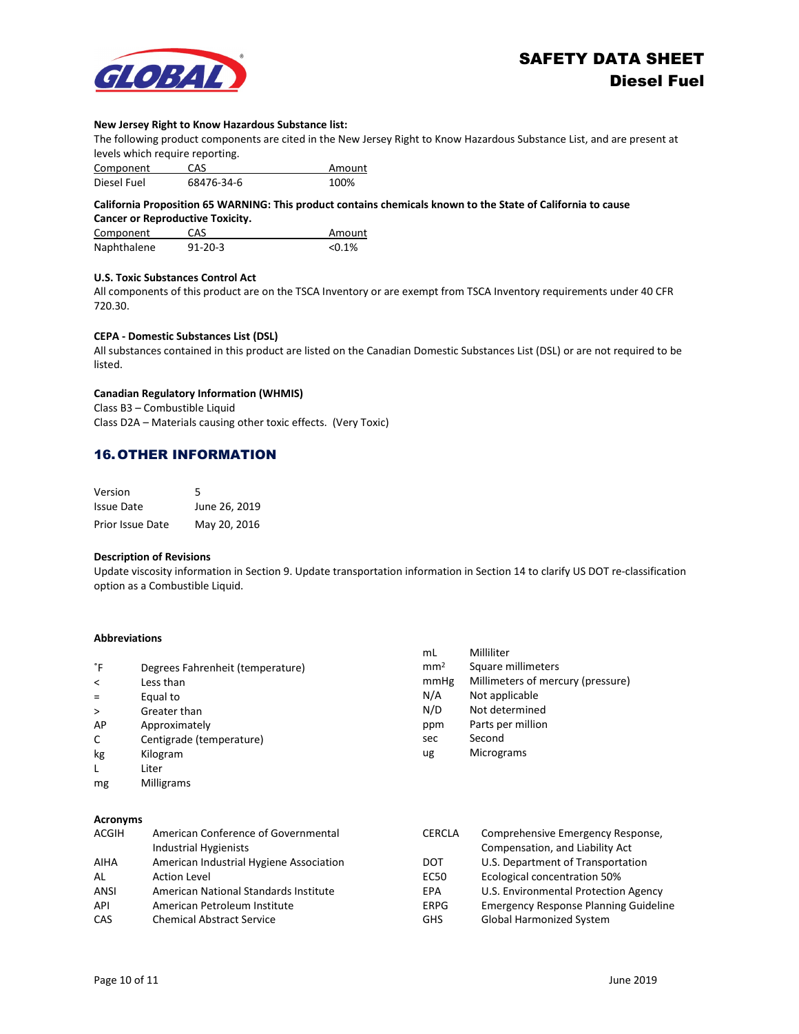**New Jersey Right to Know Hazardous Substance list:**
The following product components are cited in the New Jersey Right to Know Hazardous Substance List, and are present at levels which require reporting.

| Component | CAS | Amount |
|---|---|---|
| Diesel Fuel | 68476-34-6 | 100% |

**California Proposition 65 WARNING: This product contains chemicals known to the State of California to cause Cancer or Reproductive Toxicity.**

| Component | CAS | Amount |
|---|---|---|
| Naphthalene | 91-20-3 | <0.1% |

**U.S. Toxic Substances Control Act**
All components of this product are on the TSCA Inventory or are exempt from TSCA Inventory requirements under 40 CFR 720.30.

**CEPA - Domestic Substances List (DSL)**
All substances contained in this product are listed on the Canadian Domestic Substances List (DSL) or are not required to be listed.

**Canadian Regulatory Information (WHMIS)**
Class B3 – Combustible Liquid
Class D2A – Materials causing other toxic effects. (Very Toxic)

## 16. OTHER INFORMATION

| | |
|---|---|
| Version | 5 |
| Issue Date | June 26, 2019 |
| Prior Issue Date | May 20, 2016 |

**Description of Revisions**
Update viscosity information in Section 9. Update transportation information in Section 14 to clarify US DOT re-classification option as a Combustible Liquid.

**Abbreviations**

| | |
|---|---|
| ˚F | Degrees Fahrenheit (temperature) |
| < | Less than |
| = | Equal to |
| > | Greater than |
| AP | Approximately |
| C | Centigrade (temperature) |
| kg | Kilogram |
| L | Liter |
| mg | Milligrams |
| mL | Milliliter |
| $mm^2$ | Square millimeters |
| mmHg | Millimeters of mercury (pressure) |
| N/A | Not applicable |
| N/D | Not determined |
| ppm | Parts per million |
| sec | Second |
| ug | Micrograms |

**Acronyms**

| | |
|---|---|
| ACGIH | American Conference of Governmental Industrial Hygienists |
| AIHA | American Industrial Hygiene Association |
| AL | Action Level |
| ANSI | American National Standards Institute |
| API | American Petroleum Institute |
| CAS | Chemical Abstract Service |
| CERCLA | Comprehensive Emergency Response, Compensation, and Liability Act |
| DOT | U.S. Department of Transportation |
| EC50 | Ecological concentration 50% |
| EPA | U.S. Environmental Protection Agency |
| ERPG | Emergency Response Planning Guideline |
| GHS | Global Harmonized System |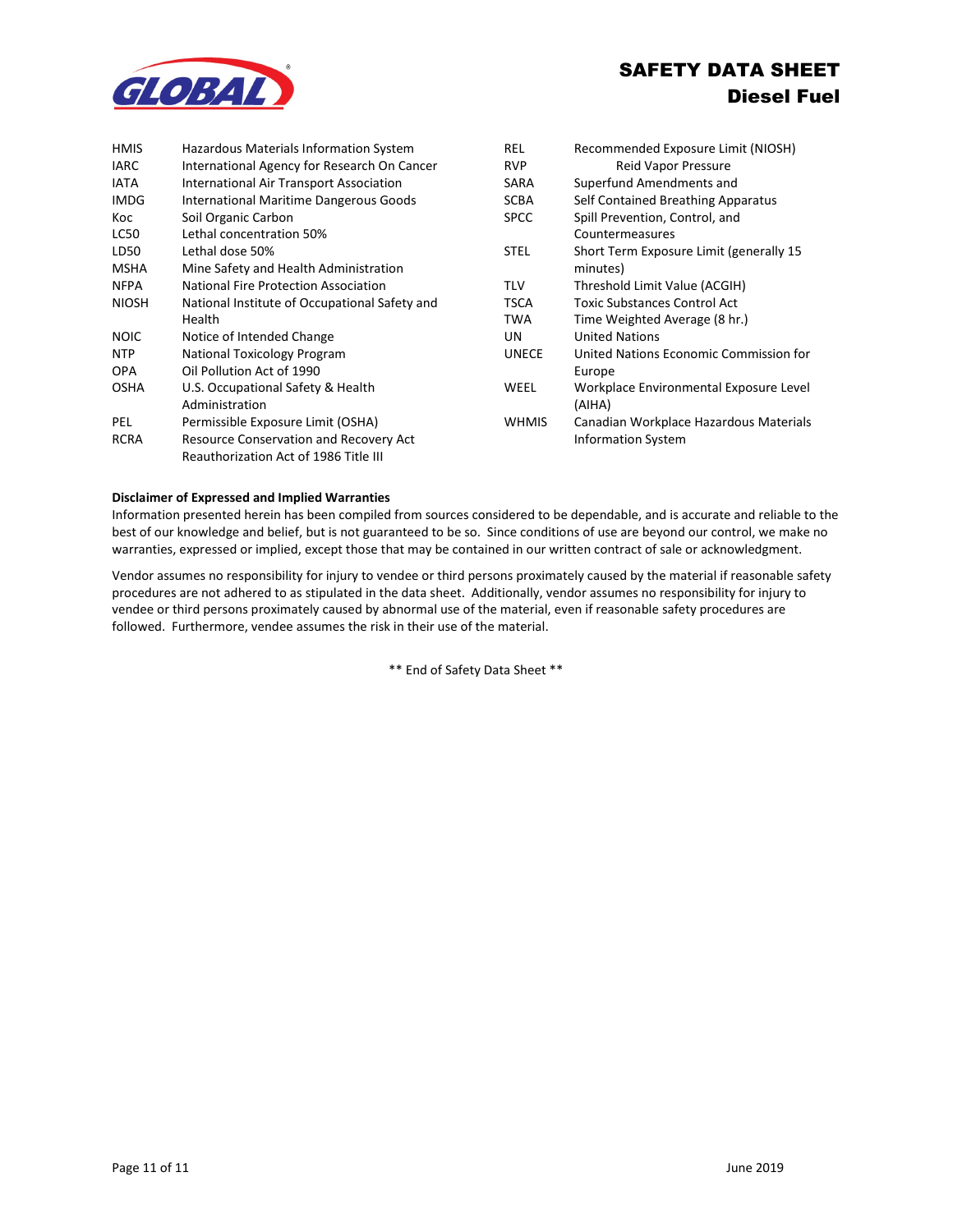| | | | |
|---|---|---|---|
| HMIS | Hazardous Materials Information System | REL | Recommended Exposure Limit (NIOSH) |
| IARC | International Agency for Research On Cancer | RVP | Reid Vapor Pressure |
| IATA | International Air Transport Association | SARA | Superfund Amendments and |
| IMDG | International Maritime Dangerous Goods | SCBA | Self Contained Breathing Apparatus |
| Koc | Soil Organic Carbon | SPCC | Spill Prevention, Control, and Countermeasures |
| LC50 | Lethal concentration 50% | | |
| LD50 | Lethal dose 50% | STEL | Short Term Exposure Limit (generally 15 minutes) |
| MSHA | Mine Safety and Health Administration | | |
| NFPA | National Fire Protection Association | TLV | Threshold Limit Value (ACGIH) |
| NIOSH | National Institute of Occupational Safety and Health | TSCA | Toxic Substances Control Act |
| | | TWA | Time Weighted Average (8 hr.) |
| NOIC | Notice of Intended Change | UN | United Nations |
| NTP | National Toxicology Program | UNECE | United Nations Economic Commission for Europe |
| OPA | Oil Pollution Act of 1990 | | |
| OSHA | U.S. Occupational Safety & Health Administration | WEEL | Workplace Environmental Exposure Level (AIHA) |
| PEL | Permissible Exposure Limit (OSHA) | WHMIS | Canadian Workplace Hazardous Materials Information System |
| RCRA | Resource Conservation and Recovery Act Reauthorization Act of 1986 Title III | | |

**Disclaimer of Expressed and Implied Warranties**

Information presented herein has been compiled from sources considered to be dependable, and is accurate and reliable to the best of our knowledge and belief, but is not guaranteed to be so. Since conditions of use are beyond our control, we make no warranties, expressed or implied, except those that may be contained in our written contract of sale or acknowledgment.

Vendor assumes no responsibility for injury to vendee or third persons proximately caused by the material if reasonable safety procedures are not adhered to as stipulated in the data sheet. Additionally, vendor assumes no responsibility for injury to vendee or third persons proximately caused by abnormal use of the material, even if reasonable safety procedures are followed. Furthermore, vendee assumes the risk in their use of the material.

** End of Safety Data Sheet **